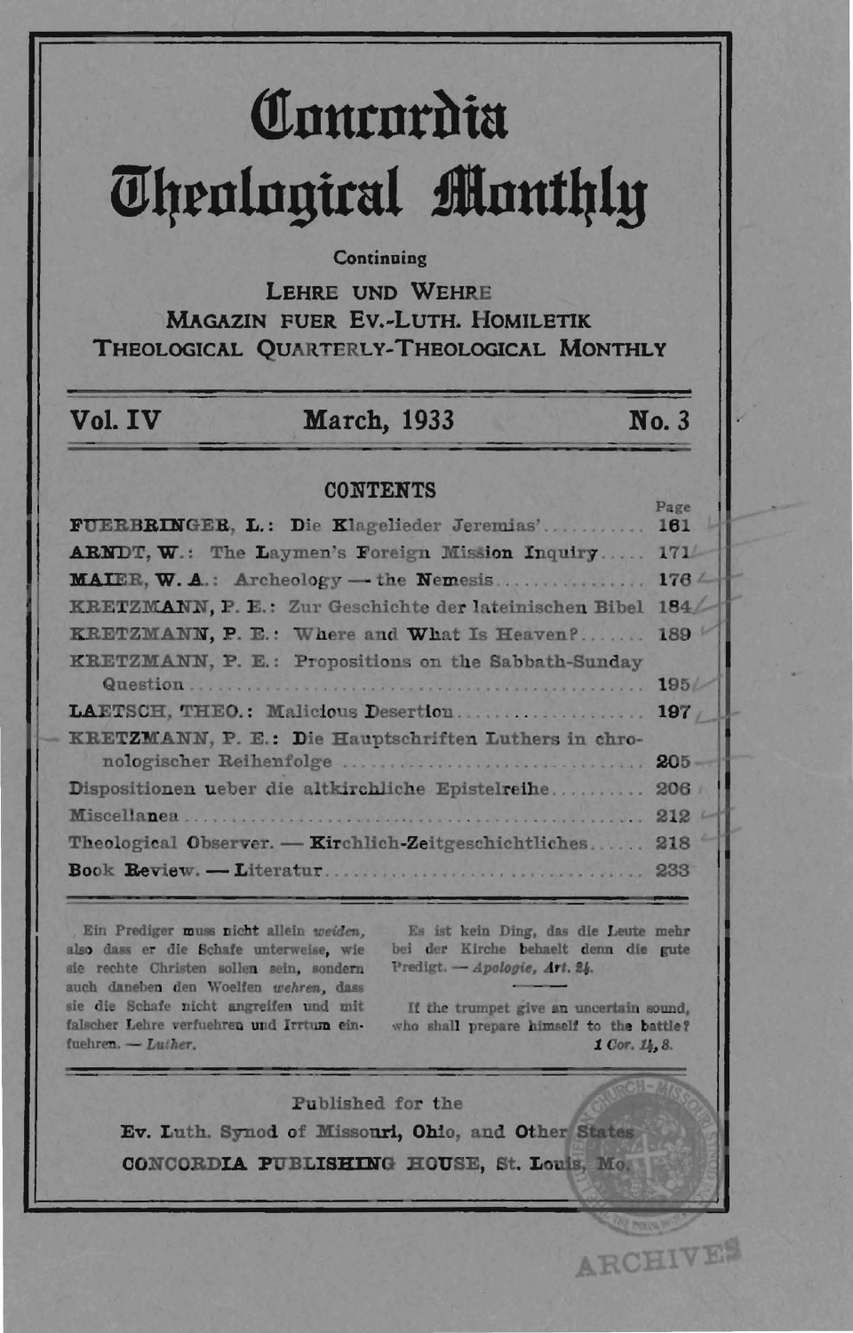# Concordia Theological Monthly

Continuing

LEHRE UND WEHRE
MAGAZIN FUER EV.-LUTH. HOMILETIK
THEOLOGICAL QUARTERLY-THEOLOGICAL MONTHLY

**Vol. IV** **March, 1933** **No. 3**

## CONTENTS

| | Page |
|---|---|
| FUERBRINGER, L.: Die Klagelieder Jeremias' | 161 |
| ARNDT, W.: The Laymen's Foreign Mission Inquiry | 171 |
| MAIER, W. A.: Archeology — the Nemesis | 176 |
| KRETZMANN, P. E.: Zur Geschichte der lateinischen Bibel | 184 |
| KRETZMANN, P. E.: Where and What Is Heaven? | 189 |
| KRETZMANN, P. E.: Propositions on the Sabbath-Sunday Question | 195 |
| LAETSCH, THEO.: Malicious Desertion | 197 |
| KRETZMANN, P. E.: Die Hauptschriften Luthers in chronologischer Reihenfolge | 205 |
| Dispositionen ueber die altkirchliche Epistelreihe | 206 |
| Miscellanea | 212 |
| Theological Observer. — Kirchlich-Zeitgeschichtliches | 218 |
| Book Review. — Literatur | 233 |

Ein Prediger muss nicht allein *weiden*, also dass er die Schafe unterweise, wie sie rechte Christen sollen sein, sondern auch daneben den Woelfen *wehren*, dass sie die Schafe nicht angreifen und mit falscher Lehre verfuehren und Irrtum einfuehren. — *Luther.*

Es ist kein Ding, das die Leute mehr bei der Kirche behaelt denn die gute Predigt. — *Apologie, Art. 24.*

If the trumpet give an uncertain sound, who shall prepare himself to the battle? *1 Cor. 14, 8.*

Published for the
Ev. Luth. Synod of Missouri, Ohio, and Other States
CONCORDIA PUBLISHING HOUSE, St. Louis, Mo.

ARCHIVES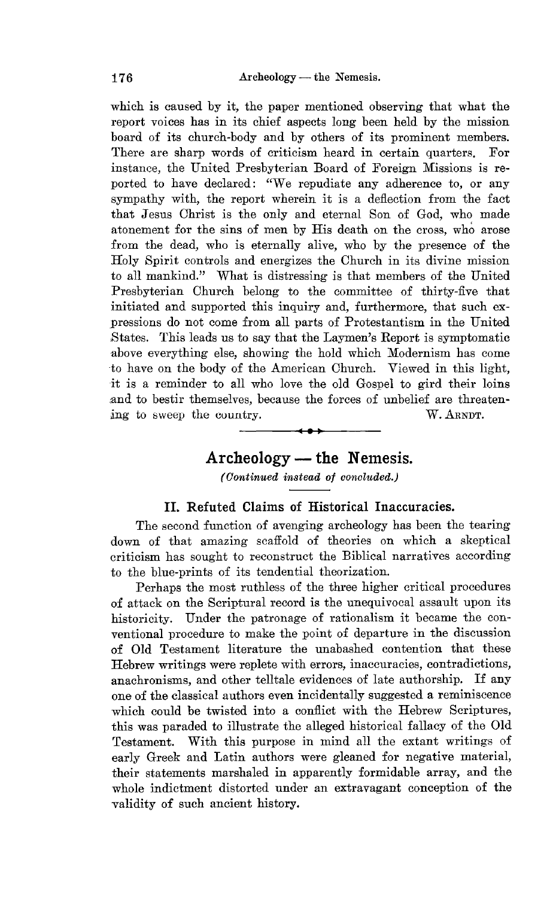which is caused by it, the paper mentioned observing that what the report voices has in its chief aspects long been held by the mission board of its church-body and by others of its prominent members. There are sharp words of criticism heard in certain quarters. For instance, the United Presbyterian Board of Foreign Missions is reported to have declared: "We repudiate any adherence to, or any sympathy with, the report wherein it is a deflection from the fact that Jesus Christ is the only and eternal Son of God, who made atonement for the sins of men by His death on the cross, who arose from the dead, who is eternally alive, who by the presence of the Holy Spirit controls and energizes the Church in its divine mission to all mankind." What is distressing is that members of the United Presbyterian Church belong to the committee of thirty-five that initiated and supported this inquiry and, furthermore, that such expressions do not come from all parts of Protestantism in the United States. This leads us to say that the Laymen's Report is symptomatic above everything else, showing the hold which Modernism has come to have on the body of the American Church. Viewed in this light, it is a reminder to all who love the old Gospel to gird their loins and to bestir themselves, because the forces of unbelief are threatening to sweep the country. W. ARNDT.

# Archeology — the Nemesis.

*(Continued instead of concluded.)*

## II. Refuted Claims of Historical Inaccuracies.

The second function of avenging archeology has been the tearing down of that amazing scaffold of theories on which a skeptical criticism has sought to reconstruct the Biblical narratives according to the blue-prints of its tendential theorization.

Perhaps the most ruthless of the three higher critical procedures of attack on the Scriptural record is the unequivocal assault upon its historicity. Under the patronage of rationalism it became the conventional procedure to make the point of departure in the discussion of Old Testament literature the unabashed contention that these Hebrew writings were replete with errors, inaccuracies, contradictions, anachronisms, and other telltale evidences of late authorship. If any one of the classical authors even incidentally suggested a reminiscence which could be twisted into a conflict with the Hebrew Scriptures, this was paraded to illustrate the alleged historical fallacy of the Old Testament. With this purpose in mind all the extant writings of early Greek and Latin authors were gleaned for negative material, their statements marshaled in apparently formidable array, and the whole indictment distorted under an extravagant conception of the validity of such ancient history.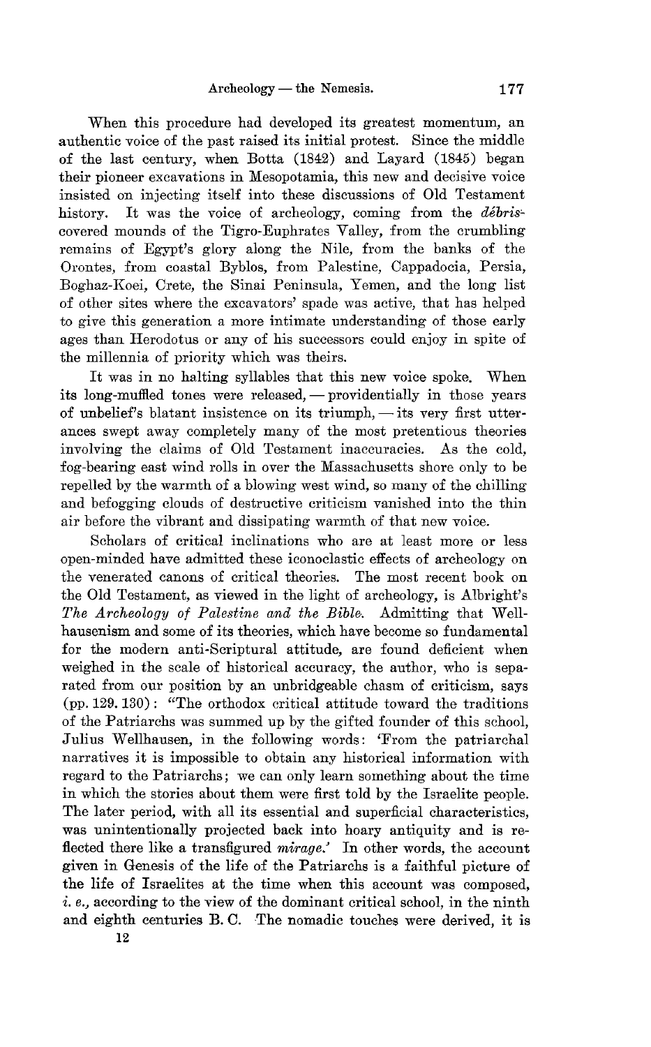When this procedure had developed its greatest momentum, an authentic voice of the past raised its initial protest. Since the middle of the last century, when Botta (1842) and Layard (1845) began their pioneer excavations in Mesopotamia, this new and decisive voice insisted on injecting itself into these discussions of Old Testament history. It was the voice of archeology, coming from the *débris*-covered mounds of the Tigro-Euphrates Valley, from the crumbling remains of Egypt's glory along the Nile, from the banks of the Orontes, from coastal Byblos, from Palestine, Cappadocia, Persia, Boghaz-Koei, Crete, the Sinai Peninsula, Yemen, and the long list of other sites where the excavators' spade was active, that has helped to give this generation a more intimate understanding of those early ages than Herodotus or any of his successors could enjoy in spite of the millennia of priority which was theirs.

It was in no halting syllables that this new voice spoke. When its long-muffled tones were released, — providentially in those years of unbelief's blatant insistence on its triumph, — its very first utterances swept away completely many of the most pretentious theories involving the claims of Old Testament inaccuracies. As the cold, fog-bearing east wind rolls in over the Massachusetts shore only to be repelled by the warmth of a blowing west wind, so many of the chilling and befogging clouds of destructive criticism vanished into the thin air before the vibrant and dissipating warmth of that new voice.

Scholars of critical inclinations who are at least more or less open-minded have admitted these iconoclastic effects of archeology on the venerated canons of critical theories. The most recent book on the Old Testament, as viewed in the light of archeology, is Albright's *The Archeology of Palestine and the Bible.* Admitting that Wellhausenism and some of its theories, which have become so fundamental for the modern anti-Scriptural attitude, are found deficient when weighed in the scale of historical accuracy, the author, who is separated from our position by an unbridgeable chasm of criticism, says (pp. 129. 130): "The orthodox critical attitude toward the traditions of the Patriarchs was summed up by the gifted founder of this school, Julius Wellhausen, in the following words: 'From the patriarchal narratives it is impossible to obtain any historical information with regard to the Patriarchs; we can only learn something about the time in which the stories about them were first told by the Israelite people. The later period, with all its essential and superficial characteristics, was unintentionally projected back into hoary antiquity and is reflected there like a transfigured *mirage*.' In other words, the account given in Genesis of the life of the Patriarchs is a faithful picture of the life of Israelites at the time when this account was composed, *i. e.*, according to the view of the dominant critical school, in the ninth and eighth centuries B. C. The nomadic touches were derived, it is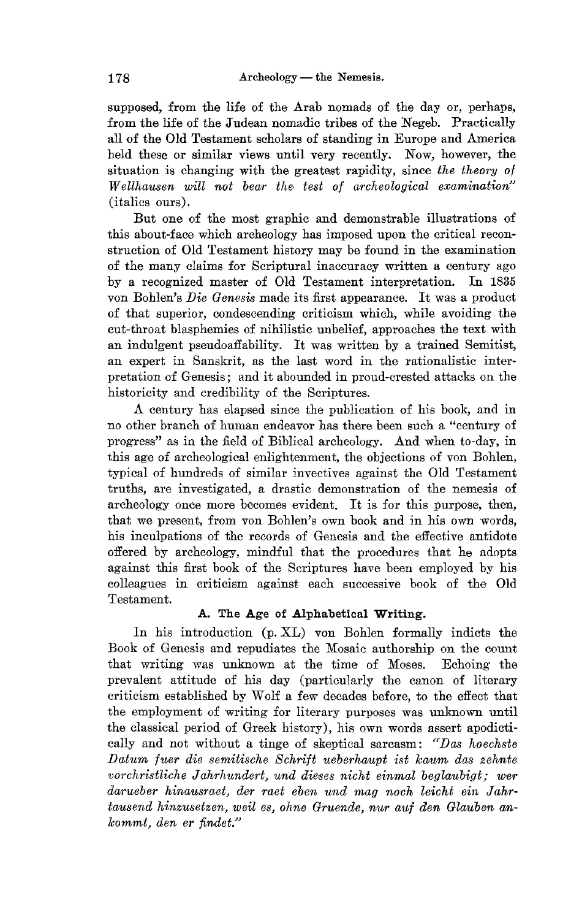supposed, from the life of the Arab nomads of the day or, perhaps, from the life of the Judean nomadic tribes of the Negeb. Practically all of the Old Testament scholars of standing in Europe and America held these or similar views until very recently. Now, however, the situation is changing with the greatest rapidity, since *the theory of Wellhausen will not bear the test of archeological examination*" (italics ours).

But one of the most graphic and demonstrable illustrations of this about-face which archeology has imposed upon the critical reconstruction of Old Testament history may be found in the examination of the many claims for Scriptural inaccuracy written a century ago by a recognized master of Old Testament interpretation. In 1835 von Bohlen's *Die Genesis* made its first appearance. It was a product of that superior, condescending criticism which, while avoiding the cut-throat blasphemies of nihilistic unbelief, approaches the text with an indulgent pseudoaffability. It was written by a trained Semitist, an expert in Sanskrit, as the last word in the rationalistic interpretation of Genesis; and it abounded in proud-crested attacks on the historicity and credibility of the Scriptures.

A century has elapsed since the publication of his book, and in no other branch of human endeavor has there been such a "century of progress" as in the field of Biblical archeology. And when to-day, in this age of archeological enlightenment, the objections of von Bohlen, typical of hundreds of similar invectives against the Old Testament truths, are investigated, a drastic demonstration of the nemesis of archeology once more becomes evident. It is for this purpose, then, that we present, from von Bohlen's own book and in his own words, his inculpations of the records of Genesis and the effective antidote offered by archeology, mindful that the procedures that he adopts against this first book of the Scriptures have been employed by his colleagues in criticism against each successive book of the Old Testament.

### A. The Age of Alphabetical Writing.

In his introduction (p. XL) von Bohlen formally indicts the Book of Genesis and repudiates the Mosaic authorship on the count that writing was unknown at the time of Moses. Echoing the prevalent attitude of his day (particularly the canon of literary criticism established by Wolf a few decades before, to the effect that the employment of writing for literary purposes was unknown until the classical period of Greek history), his own words assert apodictically and not without a tinge of skeptical sarcasm: *"Das hoechste Datum fuer die semitische Schrift ueberhaupt ist kaum das zehnte vorchristliche Jahrhundert, und dieses nicht einmal beglaubigt; wer darueber hinausraet, der raet eben und mag noch leicht ein Jahrtausend hinzusetzen, weil es, ohne Gruende, nur auf den Glauben ankommt, den er findet."*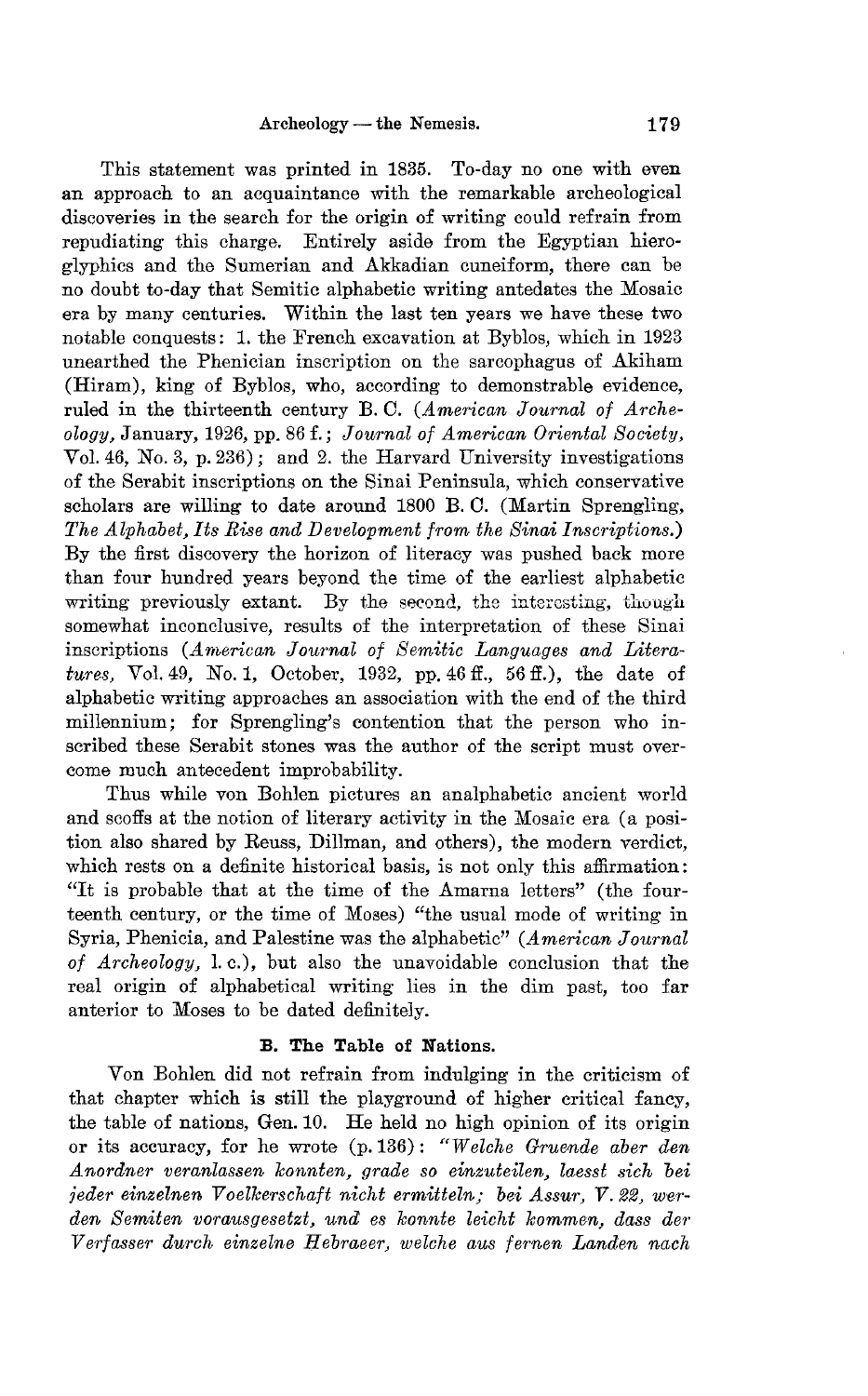This statement was printed in 1835. To-day no one with even an approach to an acquaintance with the remarkable archeological discoveries in the search for the origin of writing could refrain from repudiating this charge. Entirely aside from the Egyptian hieroglyphics and the Sumerian and Akkadian cuneiform, there can be no doubt to-day that Semitic alphabetic writing antedates the Mosaic era by many centuries. Within the last ten years we have these two notable conquests: 1. the French excavation at Byblos, which in 1923 unearthed the Phenician inscription on the sarcophagus of Akiham (Hiram), king of Byblos, who, according to demonstrable evidence, ruled in the thirteenth century B. C. (*American Journal of Archeology*, January, 1926, pp. 86 f.; *Journal of American Oriental Society*, Vol. 46, No. 3, p. 236); and 2. the Harvard University investigations of the Serabit inscriptions on the Sinai Peninsula, which conservative scholars are willing to date around 1800 B. C. (Martin Sprengling, *The Alphabet, Its Rise and Development from the Sinai Inscriptions.*) By the first discovery the horizon of literacy was pushed back more than four hundred years beyond the time of the earliest alphabetic writing previously extant. By the second, the interesting, though somewhat inconclusive, results of the interpretation of these Sinai inscriptions (*American Journal of Semitic Languages and Literatures*, Vol. 49, No. 1, October, 1932, pp. 46 ff., 56 ff.), the date of alphabetic writing approaches an association with the end of the third millennium; for Sprengling's contention that the person who inscribed these Serabit stones was the author of the script must overcome much antecedent improbability.

Thus while von Bohlen pictures an analphabetic ancient world and scoffs at the notion of literary activity in the Mosaic era (a position also shared by Reuss, Dillman, and others), the modern verdict, which rests on a definite historical basis, is not only this affirmation: "It is probable that at the time of the Amarna letters" (the fourteenth century, or the time of Moses) "the usual mode of writing in Syria, Phenicia, and Palestine was the alphabetic" (*American Journal of Archeology*, l. c.), but also the unavoidable conclusion that the real origin of alphabetical writing lies in the dim past, too far anterior to Moses to be dated definitely.

### B. The Table of Nations.

Von Bohlen did not refrain from indulging in the criticism of that chapter which is still the playground of higher critical fancy, the table of nations, Gen. 10. He held no high opinion of its origin or its accuracy, for he wrote (p. 136): *"Welche Gruende aber den Anordner veranlassen konnten, grade so einzuteilen, laesst sich bei jeder einzelnen Voelkerschaft nicht ermitteln; bei Assur, V. 22, werden Semiten vorausgesetzt, und es konnte leicht kommen, dass der Verfasser durch einzelne Hebraeer, welche aus fernen Landen nach*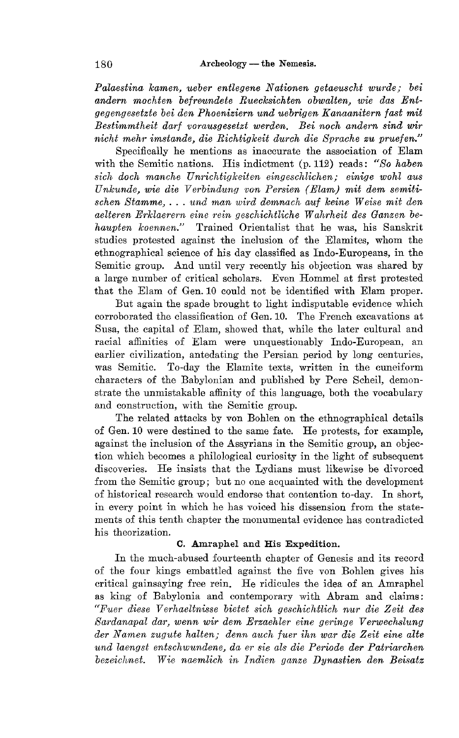*Palaestina kamen, ueber entlegene Nationen getaeuscht wurde; bei andern mochten befreundete Ruecksichten obwalten, wie das Entgegengesetzte bei den Phoeniziern und uebrigen Kanaanitern fast mit Bestimmtheit darf vorausgesetzt werden. Bei noch andern sind wir nicht mehr imstande, die Richtigkeit durch die Sprache zu pruefen."*

Specifically he mentions as inaccurate the association of Elam with the Semitic nations. His indictment (p. 112) reads: *"So haben sich doch manche Unrichtigkeiten eingeschlichen; einige wohl aus Unkunde, wie die Verbindung von Persien (Elam) mit dem semitischen Stamme, . . . und man wird demnach auf keine Weise mit den aelteren Erklaerern eine rein geschichtliche Wahrheit des Ganzen behaupten koennen."* Trained Orientalist that he was, his Sanskrit studies protested against the inclusion of the Elamites, whom the ethnographical science of his day classified as Indo-Europeans, in the Semitic group. And until very recently his objection was shared by a large number of critical scholars. Even Hommel at first protested that the Elam of Gen. 10 could not be identified with Elam proper.

But again the spade brought to light indisputable evidence which corroborated the classification of Gen. 10. The French excavations at Susa, the capital of Elam, showed that, while the later cultural and racial affinities of Elam were unquestionably Indo-European, an earlier civilization, antedating the Persian period by long centuries, was Semitic. To-day the Elamite texts, written in the cuneiform characters of the Babylonian and published by Pere Scheil, demonstrate the unmistakable affinity of this language, both the vocabulary and construction, with the Semitic group.

The related attacks by von Bohlen on the ethnographical details of Gen. 10 were destined to the same fate. He protests, for example, against the inclusion of the Assyrians in the Semitic group, an objection which becomes a philological curiosity in the light of subsequent discoveries. He insists that the Lydians must likewise be divorced from the Semitic group; but no one acquainted with the development of historical research would endorse that contention to-day. In short, in every point in which he has voiced his dissension from the statements of this tenth chapter the monumental evidence has contradicted his theorization.

### C. Amraphel and His Expedition.

In the much-abused fourteenth chapter of Genesis and its record of the four kings embattled against the five von Bohlen gives his critical gainsaying free rein. He ridicules the idea of an Amraphel as king of Babylonia and contemporary with Abram and claims: *"Fuer diese Verhaeltnisse bietet sich geschichtlich nur die Zeit des Sardanapal dar, wenn wir dem Erzaehler eine geringe Verwechslung der Namen zugute halten; denn auch fuer ihn war die Zeit eine alte und laengst entschwundene, da er sie als die Periode der Patriarchen bezeichnet. Wie naemlich in Indien ganze Dynastien den Beisatz*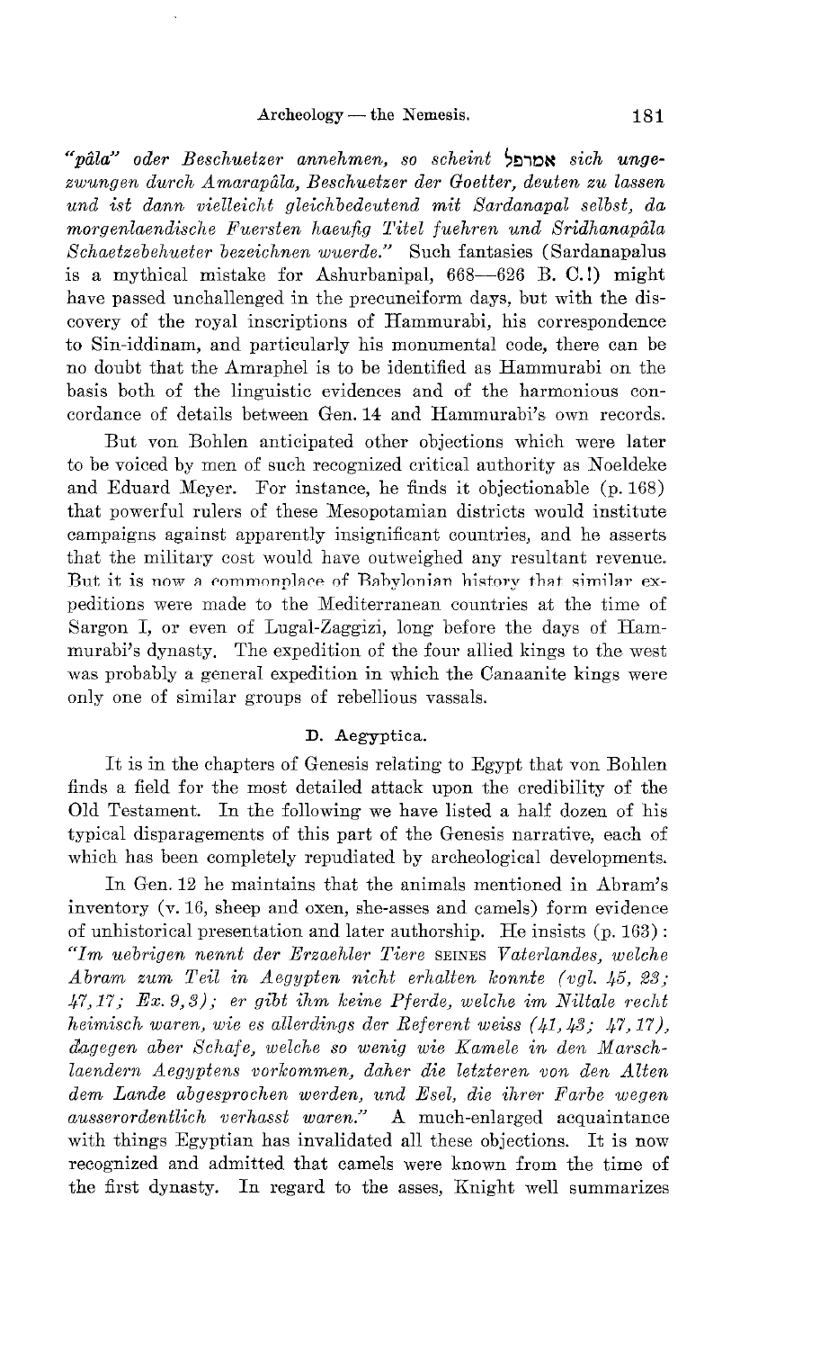*"pâla" oder Beschuetzer annehmen, so scheint* אמרפל *sich ungezwungen durch Amarapâla, Beschuetzer der Goetter, deuten zu lassen und ist dann vielleicht gleichbedeutend mit Sardanapal selbst, da morgenlaendische Fuersten haeufig Titel fuehren und Sridhanapâla Schaetzebehueter bezeichnen wuerde."* Such fantasies (Sardanapalus is a mythical mistake for Ashurbanipal, 668—626 B. C.!) might have passed unchallenged in the precuneiform days, but with the discovery of the royal inscriptions of Hammurabi, his correspondence to Sin-iddinam, and particularly his monumental code, there can be no doubt that the Amraphel is to be identified as Hammurabi on the basis both of the linguistic evidences and of the harmonious concordance of details between Gen. 14 and Hammurabi's own records.

But von Bohlen anticipated other objections which were later to be voiced by men of such recognized critical authority as Noeldeke and Eduard Meyer. For instance, he finds it objectionable (p. 168) that powerful rulers of these Mesopotamian districts would institute campaigns against apparently insignificant countries, and he asserts that the military cost would have outweighed any resultant revenue. But it is now a commonplace of Babylonian history that similar expeditions were made to the Mediterranean countries at the time of Sargon I, or even of Lugal-Zaggizi, long before the days of Hammurabi's dynasty. The expedition of the four allied kings to the west was probably a general expedition in which the Canaanite kings were only one of similar groups of rebellious vassals.

### D. Aegyptica.

It is in the chapters of Genesis relating to Egypt that von Bohlen finds a field for the most detailed attack upon the credibility of the Old Testament. In the following we have listed a half dozen of his typical disparagements of this part of the Genesis narrative, each of which has been completely repudiated by archeological developments.

In Gen. 12 he maintains that the animals mentioned in Abram's inventory (v. 16, sheep and oxen, she-asses and camels) form evidence of unhistorical presentation and later authorship. He insists (p. 163): *"Im uebrigen nennt der Erzaehler Tiere* SEINES *Vaterlandes, welche Abram zum Teil in Aegypten nicht erhalten konnte (vgl. 45, 23; 47, 17; Ex. 9, 3); er gibt ihm keine Pferde, welche im Niltale recht heimisch waren, wie es allerdings der Referent weiss (41, 43; 47, 17), dagegen aber Schafe, welche so wenig wie Kamele in den Marschlaendern Aegyptens vorkommen, daher die letzteren von den Alten dem Lande abgesprochen werden, und Esel, die ihrer Farbe wegen ausserordentlich verhasst waren."* A much-enlarged acquaintance with things Egyptian has invalidated all these objections. It is now recognized and admitted that camels were known from the time of the first dynasty. In regard to the asses, Knight well summarizes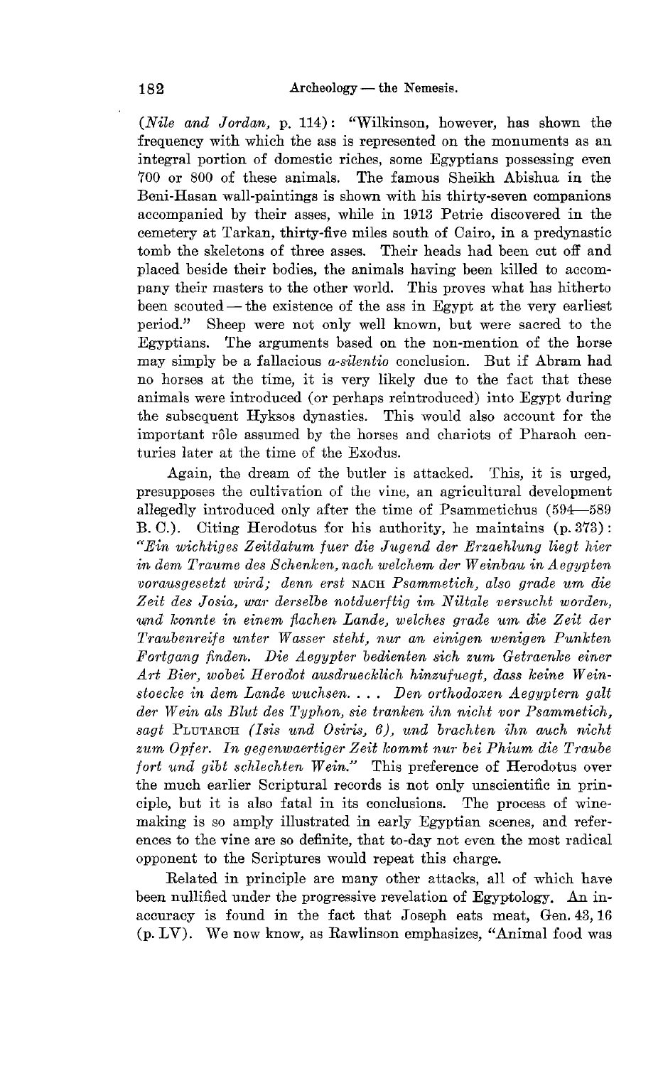(*Nile and Jordan*, p. 114): "Wilkinson, however, has shown the frequency with which the ass is represented on the monuments as an integral portion of domestic riches, some Egyptians possessing even 700 or 800 of these animals. The famous Sheikh Abishua in the Beni-Hasan wall-paintings is shown with his thirty-seven companions accompanied by their asses, while in 1913 Petrie discovered in the cemetery at Tarkan, thirty-five miles south of Cairo, in a predynastic tomb the skeletons of three asses. Their heads had been cut off and placed beside their bodies, the animals having been killed to accompany their masters to the other world. This proves what has hitherto been scouted — the existence of the ass in Egypt at the very earliest period." Sheep were not only well known, but were sacred to the Egyptians. The arguments based on the non-mention of the horse may simply be a fallacious *a-silentio* conclusion. But if Abram had no horses at the time, it is very likely due to the fact that these animals were introduced (or perhaps reintroduced) into Egypt during the subsequent Hyksos dynasties. This would also account for the important rôle assumed by the horses and chariots of Pharaoh centuries later at the time of the Exodus.

Again, the dream of the butler is attacked. This, it is urged, presupposes the cultivation of the vine, an agricultural development allegedly introduced only after the time of Psammetichus (594—589 B. C.). Citing Herodotus for his authority, he maintains (p. 373): *"Ein wichtiges Zeitdatum fuer die Jugend der Erzaehlung liegt hier in dem Traume des Schenken, nach welchem der Weinbau in Aegypten vorausgesetzt wird; denn erst* NACH *Psammetich, also grade um die Zeit des Josia, war derselbe notduerftig im Niltale versucht worden, und konnte in einem flachen Lande, welches grade um die Zeit der Traubenreife unter Wasser steht, nur an einigen wenigen Punkten Fortgang finden. Die Aegypter bedienten sich zum Getraenke einer Art Bier, wobei Herodot ausdruecklich hinzufuegt, dass keine Weinstoecke in dem Lande wuchsen. . . . Den orthodoxen Aegyptern galt der Wein als Blut des Typhon, sie tranken ihn nicht vor Psammetich, sagt* PLUTARCH *(Isis und Osiris, 6), und brachten ihn auch nicht zum Opfer. In gegenwaertiger Zeit kommt nur bei Phium die Traube fort und gibt schlechten Wein."* This preference of Herodotus over the much earlier Scriptural records is not only unscientific in principle, but it is also fatal in its conclusions. The process of winemaking is so amply illustrated in early Egyptian scenes, and references to the vine are so definite, that to-day not even the most radical opponent to the Scriptures would repeat this charge.

Related in principle are many other attacks, all of which have been nullified under the progressive revelation of Egyptology. An inaccuracy is found in the fact that Joseph eats meat, Gen. 43, 16 (p. LV). We now know, as Rawlinson emphasizes, "Animal food was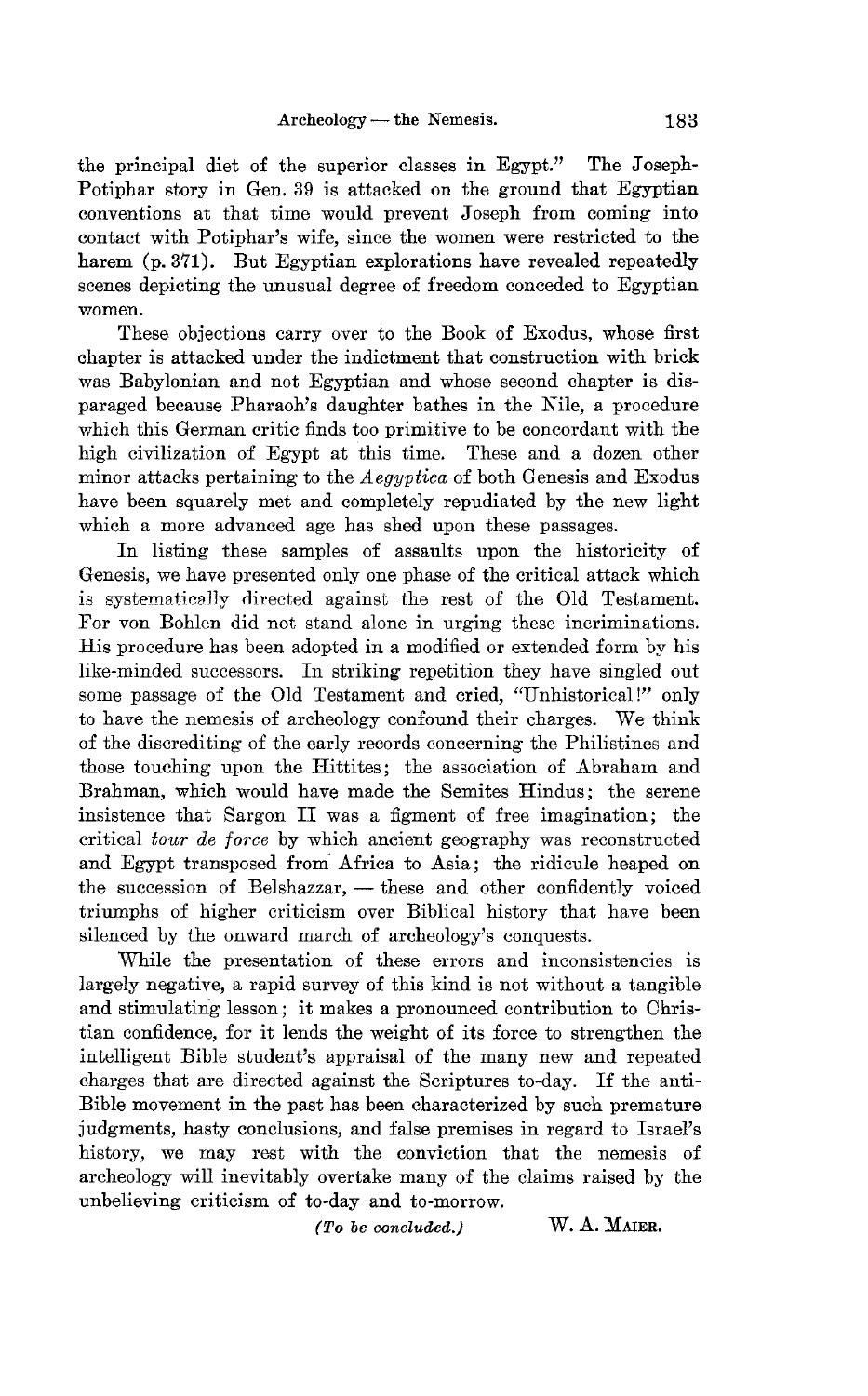the principal diet of the superior classes in Egypt." The Joseph-Potiphar story in Gen. 39 is attacked on the ground that Egyptian conventions at that time would prevent Joseph from coming into contact with Potiphar's wife, since the women were restricted to the harem (p. 371). But Egyptian explorations have revealed repeatedly scenes depicting the unusual degree of freedom conceded to Egyptian women.

These objections carry over to the Book of Exodus, whose first chapter is attacked under the indictment that construction with brick was Babylonian and not Egyptian and whose second chapter is disparaged because Pharaoh's daughter bathes in the Nile, a procedure which this German critic finds too primitive to be concordant with the high civilization of Egypt at this time. These and a dozen other minor attacks pertaining to the *Aegyptica* of both Genesis and Exodus have been squarely met and completely repudiated by the new light which a more advanced age has shed upon these passages.

In listing these samples of assaults upon the historicity of Genesis, we have presented only one phase of the critical attack which is systematically directed against the rest of the Old Testament. For von Bohlen did not stand alone in urging these incriminations. His procedure has been adopted in a modified or extended form by his like-minded successors. In striking repetition they have singled out some passage of the Old Testament and cried, "Unhistorical!" only to have the nemesis of archeology confound their charges. We think of the discrediting of the early records concerning the Philistines and those touching upon the Hittites; the association of Abraham and Brahman, which would have made the Semites Hindus; the serene insistence that Sargon II was a figment of free imagination; the critical *tour de force* by which ancient geography was reconstructed and Egypt transposed from Africa to Asia; the ridicule heaped on the succession of Belshazzar, — these and other confidently voiced triumphs of higher criticism over Biblical history that have been silenced by the onward march of archeology's conquests.

While the presentation of these errors and inconsistencies is largely negative, a rapid survey of this kind is not without a tangible and stimulating lesson; it makes a pronounced contribution to Christian confidence, for it lends the weight of its force to strengthen the intelligent Bible student's appraisal of the many new and repeated charges that are directed against the Scriptures to-day. If the anti-Bible movement in the past has been characterized by such premature judgments, hasty conclusions, and false premises in regard to Israel's history, we may rest with the conviction that the nemesis of archeology will inevitably overtake many of the claims raised by the unbelieving criticism of to-day and to-morrow.

*(To be concluded.)* W. A. MAIER.